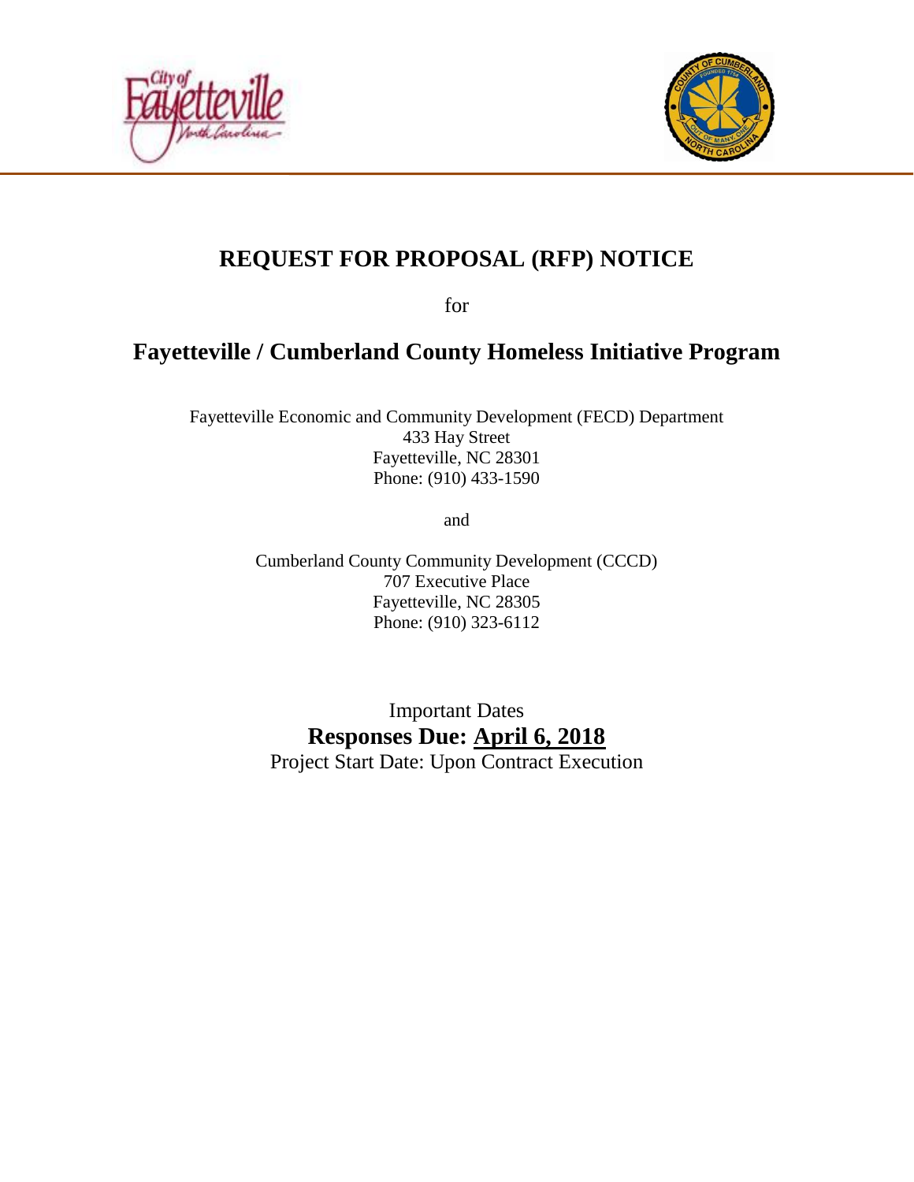# REQUEST FOR PROPOSAL (RFP) NOTICE

for

## Fayetteville / Cumberland County Homeless Initiative Program

Fayetteville Economic and Community Development (FECD) Department
433 Hay Street
Fayetteville, NC 28301
Phone: (910) 433-1590

and

Cumberland County Community Development (CCCD)
707 Executive Place
Fayetteville, NC 28305
Phone: (910) 323-6112

Important Dates

**Responses Due: April 6, 2018**

Project Start Date: Upon Contract Execution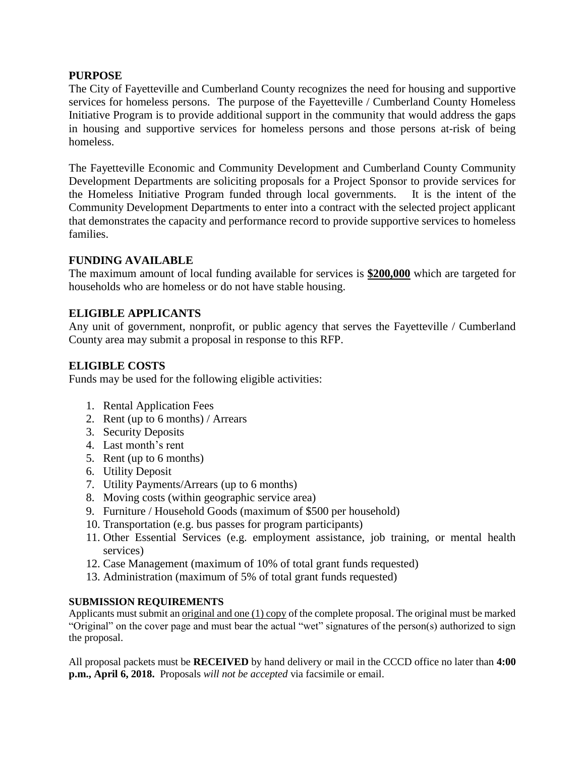## PURPOSE

The City of Fayetteville and Cumberland County recognizes the need for housing and supportive services for homeless persons. The purpose of the Fayetteville / Cumberland County Homeless Initiative Program is to provide additional support in the community that would address the gaps in housing and supportive services for homeless persons and those persons at-risk of being homeless.

The Fayetteville Economic and Community Development and Cumberland County Community Development Departments are soliciting proposals for a Project Sponsor to provide services for the Homeless Initiative Program funded through local governments. It is the intent of the Community Development Departments to enter into a contract with the selected project applicant that demonstrates the capacity and performance record to provide supportive services to homeless families.

## FUNDING AVAILABLE

The maximum amount of local funding available for services is **<u>$200,000</u>** which are targeted for households who are homeless or do not have stable housing.

## ELIGIBLE APPLICANTS

Any unit of government, nonprofit, or public agency that serves the Fayetteville / Cumberland County area may submit a proposal in response to this RFP.

## ELIGIBLE COSTS

Funds may be used for the following eligible activities:

1. Rental Application Fees
2. Rent (up to 6 months) / Arrears
3. Security Deposits
4. Last month's rent
5. Rent (up to 6 months)
6. Utility Deposit
7. Utility Payments/Arrears (up to 6 months)
8. Moving costs (within geographic service area)
9. Furniture / Household Goods (maximum of $500 per household)
10. Transportation (e.g. bus passes for program participants)
11. Other Essential Services (e.g. employment assistance, job training, or mental health services)
12. Case Management (maximum of 10% of total grant funds requested)
13. Administration (maximum of 5% of total grant funds requested)

### SUBMISSION REQUIREMENTS

Applicants must submit an <u>original and one (1) copy</u> of the complete proposal. The original must be marked "Original" on the cover page and must bear the actual "wet" signatures of the person(s) authorized to sign the proposal.

All proposal packets must be **RECEIVED** by hand delivery or mail in the CCCD office no later than **4:00 p.m., April 6, 2018.** Proposals *will not be accepted* via facsimile or email.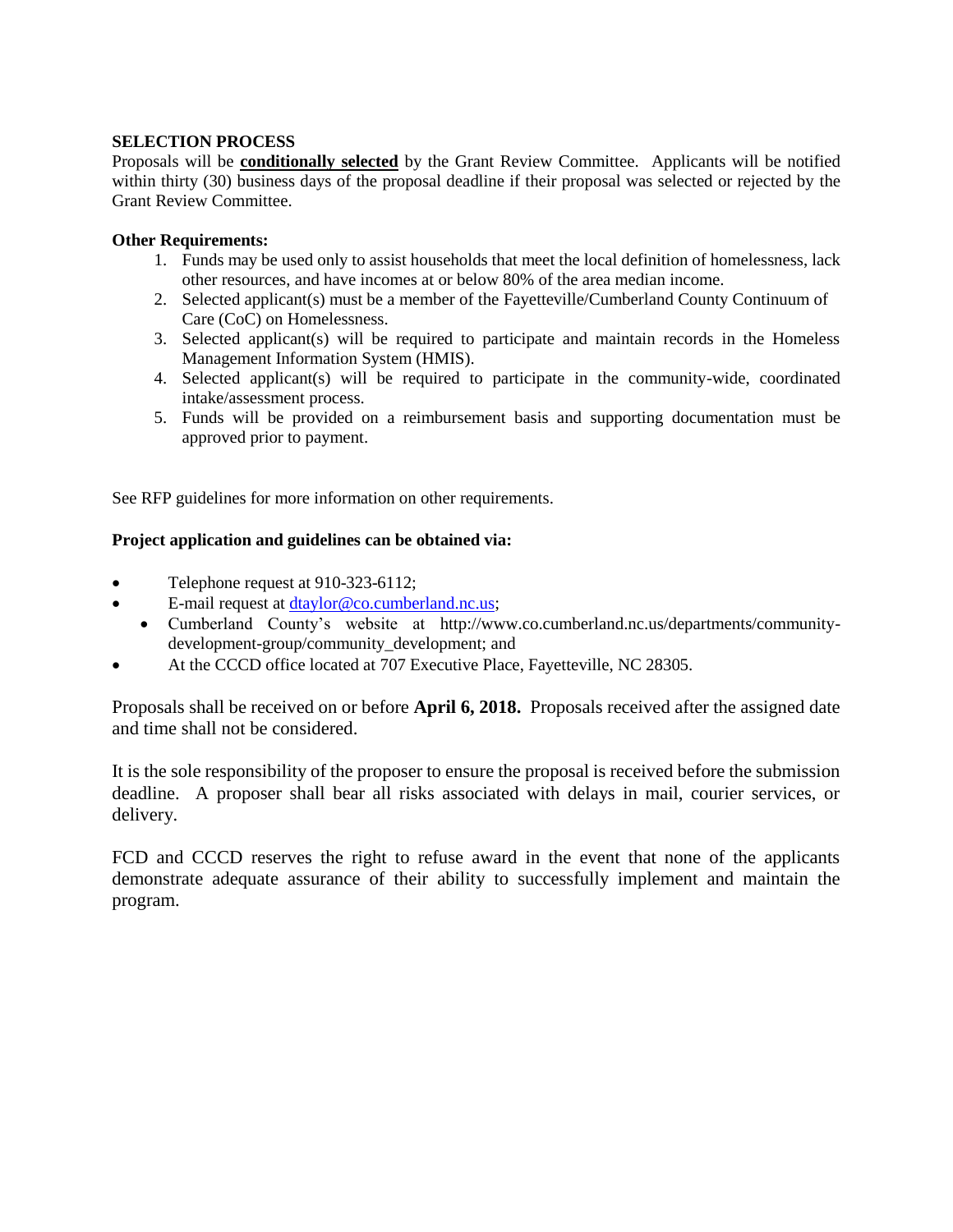**SELECTION PROCESS**

Proposals will be **conditionally selected** by the Grant Review Committee. Applicants will be notified within thirty (30) business days of the proposal deadline if their proposal was selected or rejected by the Grant Review Committee.

**Other Requirements:**

1. Funds may be used only to assist households that meet the local definition of homelessness, lack other resources, and have incomes at or below 80% of the area median income.
2. Selected applicant(s) must be a member of the Fayetteville/Cumberland County Continuum of Care (CoC) on Homelessness.
3. Selected applicant(s) will be required to participate and maintain records in the Homeless Management Information System (HMIS).
4. Selected applicant(s) will be required to participate in the community-wide, coordinated intake/assessment process.
5. Funds will be provided on a reimbursement basis and supporting documentation must be approved prior to payment.

See RFP guidelines for more information on other requirements.

**Project application and guidelines can be obtained via:**

- Telephone request at 910-323-6112;
- E-mail request at dtaylor@co.cumberland.nc.us;
- Cumberland County's website at http://www.co.cumberland.nc.us/departments/community-development-group/community_development; and
- At the CCCD office located at 707 Executive Place, Fayetteville, NC 28305.

Proposals shall be received on or before **April 6, 2018.** Proposals received after the assigned date and time shall not be considered.

It is the sole responsibility of the proposer to ensure the proposal is received before the submission deadline. A proposer shall bear all risks associated with delays in mail, courier services, or delivery.

FCD and CCCD reserves the right to refuse award in the event that none of the applicants demonstrate adequate assurance of their ability to successfully implement and maintain the program.